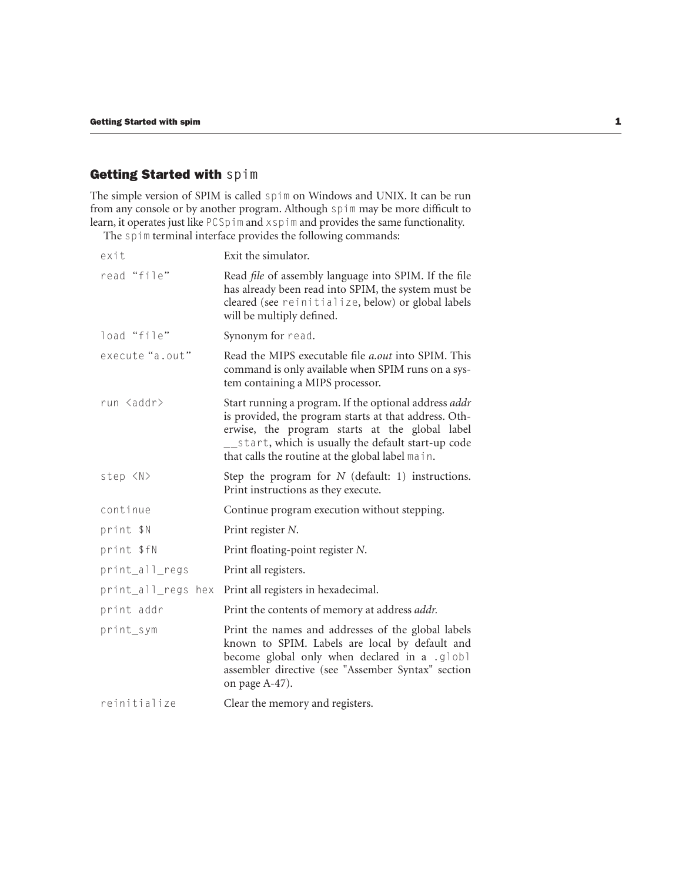## Getting Started with `spim`

The simple version of SPIM is called `spim` on Windows and UNIX. It can be run from any console or by another program. Although `spim` may be more difficult to learn, it operates just like `PCSpim` and `xspim` and provides the same functionality.

The `spim` terminal interface provides the following commands:

| Command | Description |
| --- | --- |
| `exit` | Exit the simulator. |
| `read "file"` | Read *file* of assembly language into SPIM. If the file has already been read into SPIM, the system must be cleared (see `reinitialize`, below) or global labels will be multiply defined. |
| `load "file"` | Synonym for `read`. |
| `execute "a.out"` | Read the MIPS executable file *a.out* into SPIM. This command is only available when SPIM runs on a system containing a MIPS processor. |
| `run <addr>` | Start running a program. If the optional address *addr* is provided, the program starts at that address. Otherwise, the program starts at the global label `__start`, which is usually the default start-up code that calls the routine at the global label `main`. |
| `step <N>` | Step the program for *N* (default: 1) instructions. Print instructions as they execute. |
| `continue` | Continue program execution without stepping. |
| `print $N` | Print register *N*. |
| `print $fN` | Print floating-point register *N*. |
| `print_all_regs` | Print all registers. |
| `print_all_regs hex` | Print all registers in hexadecimal. |
| `print addr` | Print the contents of memory at address *addr.* |
| `print_sym` | Print the names and addresses of the global labels known to SPIM. Labels are local by default and become global only when declared in a `.globl` assembler directive (see "Assember Syntax" section on page A-47). |
| `reinitialize` | Clear the memory and registers. |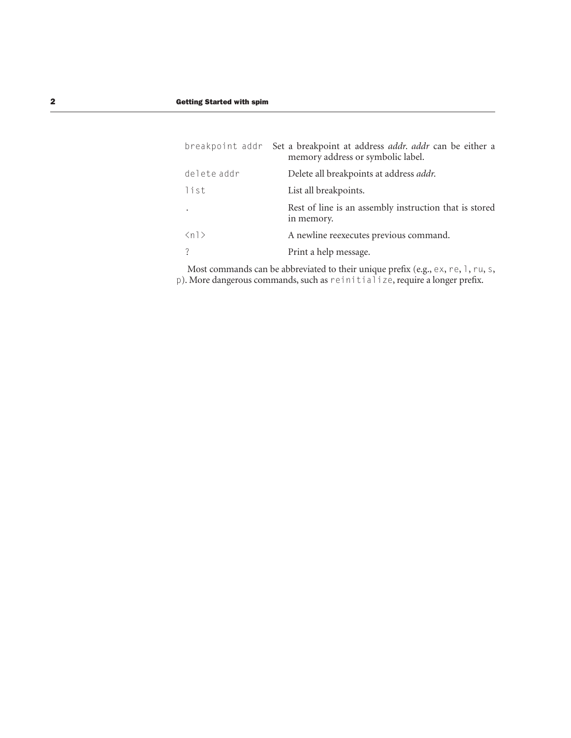| | |
|---|---|
| `breakpoint addr` | Set a breakpoint at address *addr*. *addr* can be either a memory address or symbolic label. |
| `delete addr` | Delete all breakpoints at address *addr*. |
| `list` | List all breakpoints. |
| `.` | Rest of line is an assembly instruction that is stored in memory. |
| `<nl>` | A newline reexecutes previous command. |
| `?` | Print a help message. |

Most commands can be abbreviated to their unique prefix (e.g., `ex`, `re`, `l`, `ru`, `s`, `p`). More dangerous commands, such as `reinitialize`, require a longer prefix.